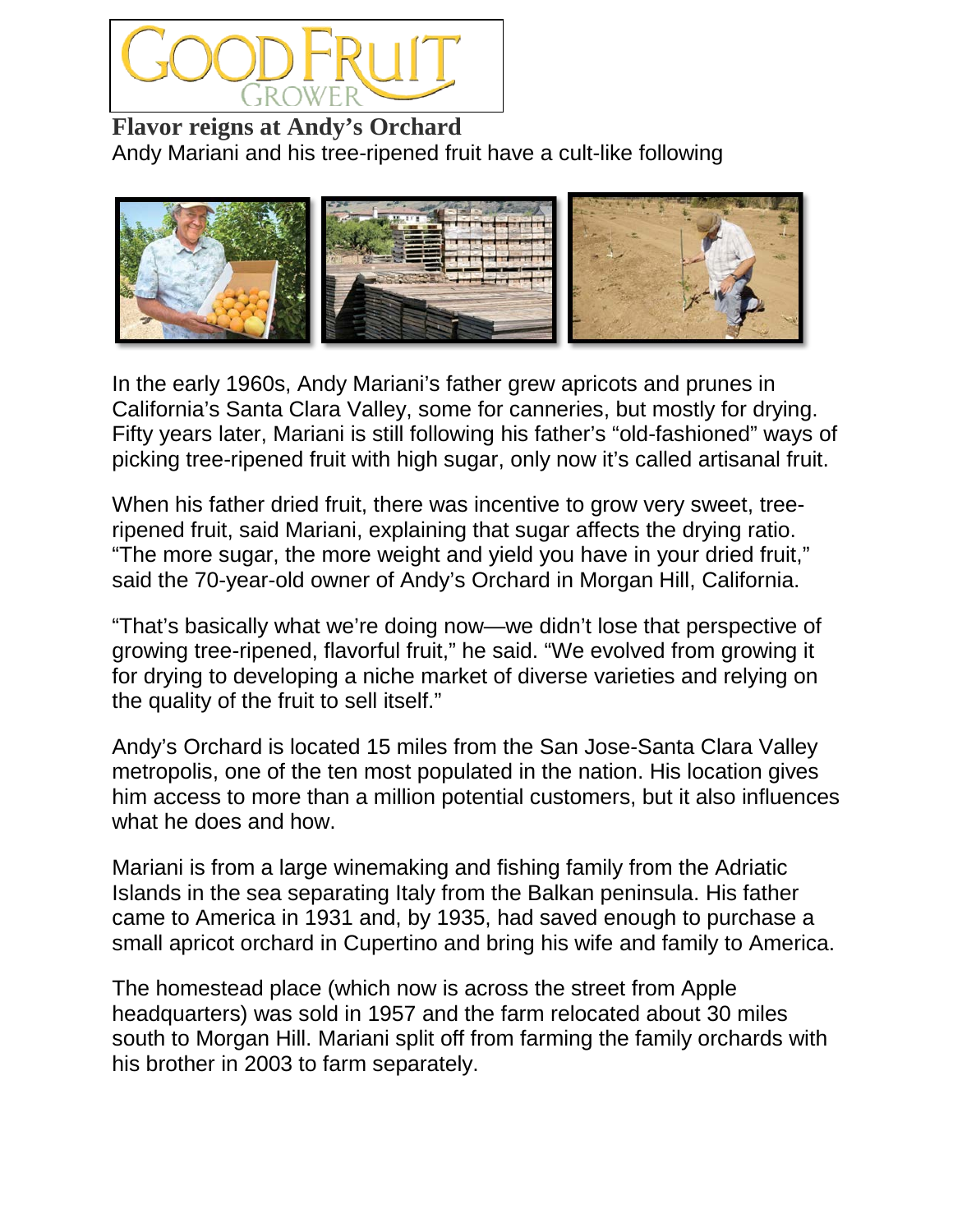# Flavor reigns at Andy's Orchard

Andy Mariani and his tree-ripened fruit have a cult-like following

In the early 1960s, Andy Mariani's father grew apricots and prunes in California's Santa Clara Valley, some for canneries, but mostly for drying. Fifty years later, Mariani is still following his father's "old-fashioned" ways of picking tree-ripened fruit with high sugar, only now it's called artisanal fruit.

When his father dried fruit, there was incentive to grow very sweet, tree-ripened fruit, said Mariani, explaining that sugar affects the drying ratio. "The more sugar, the more weight and yield you have in your dried fruit," said the 70-year-old owner of Andy's Orchard in Morgan Hill, California.

"That's basically what we're doing now—we didn't lose that perspective of growing tree-ripened, flavorful fruit," he said. "We evolved from growing it for drying to developing a niche market of diverse varieties and relying on the quality of the fruit to sell itself."

Andy's Orchard is located 15 miles from the San Jose-Santa Clara Valley metropolis, one of the ten most populated in the nation. His location gives him access to more than a million potential customers, but it also influences what he does and how.

Mariani is from a large winemaking and fishing family from the Adriatic Islands in the sea separating Italy from the Balkan peninsula. His father came to America in 1931 and, by 1935, had saved enough to purchase a small apricot orchard in Cupertino and bring his wife and family to America.

The homestead place (which now is across the street from Apple headquarters) was sold in 1957 and the farm relocated about 30 miles south to Morgan Hill. Mariani split off from farming the family orchards with his brother in 2003 to farm separately.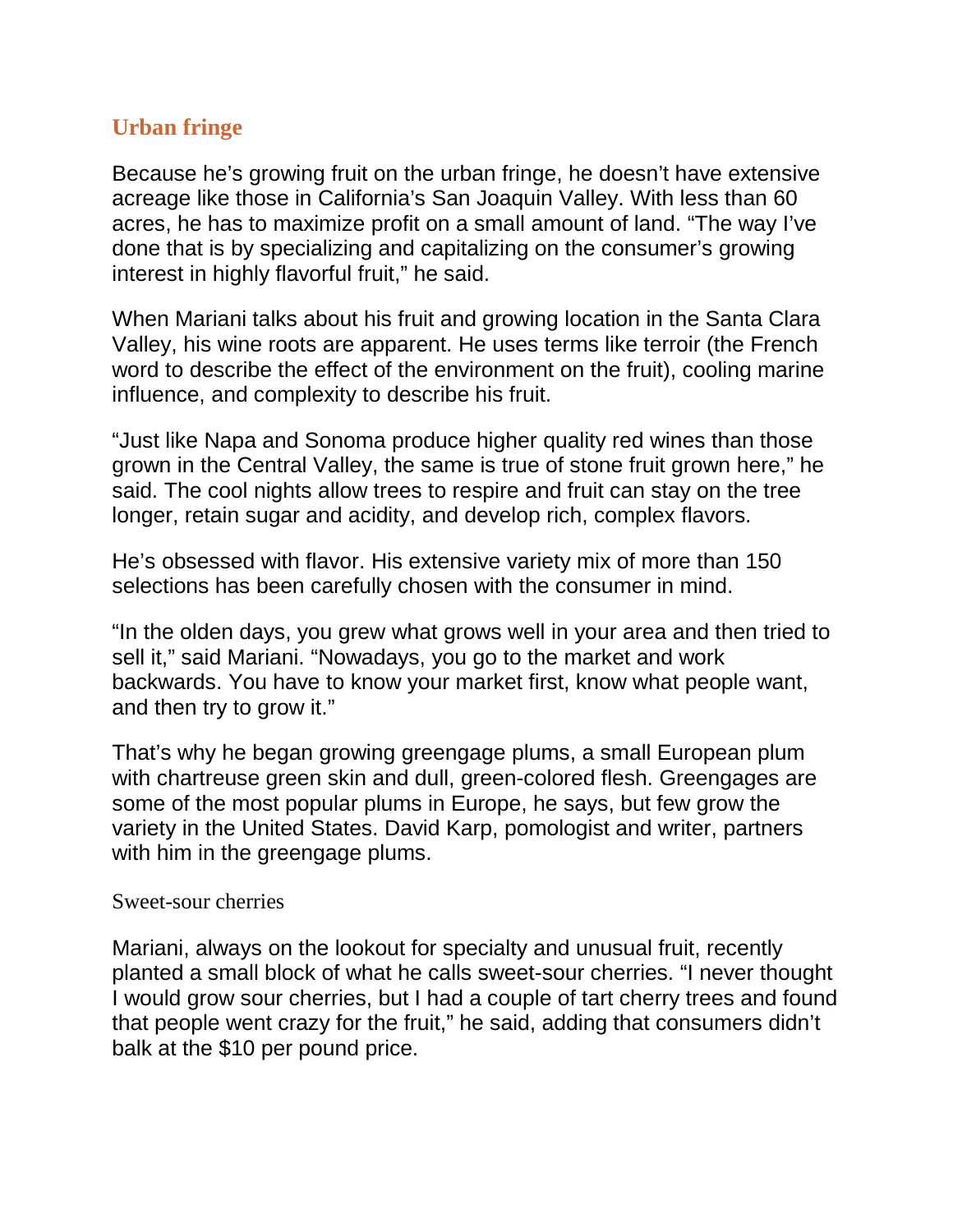## Urban fringe

Because he's growing fruit on the urban fringe, he doesn't have extensive acreage like those in California's San Joaquin Valley. With less than 60 acres, he has to maximize profit on a small amount of land. "The way I've done that is by specializing and capitalizing on the consumer's growing interest in highly flavorful fruit," he said.

When Mariani talks about his fruit and growing location in the Santa Clara Valley, his wine roots are apparent. He uses terms like terroir (the French word to describe the effect of the environment on the fruit), cooling marine influence, and complexity to describe his fruit.

"Just like Napa and Sonoma produce higher quality red wines than those grown in the Central Valley, the same is true of stone fruit grown here," he said. The cool nights allow trees to respire and fruit can stay on the tree longer, retain sugar and acidity, and develop rich, complex flavors.

He's obsessed with flavor. His extensive variety mix of more than 150 selections has been carefully chosen with the consumer in mind.

"In the olden days, you grew what grows well in your area and then tried to sell it," said Mariani. "Nowadays, you go to the market and work backwards. You have to know your market first, know what people want, and then try to grow it."

That's why he began growing greengage plums, a small European plum with chartreuse green skin and dull, green-colored flesh. Greengages are some of the most popular plums in Europe, he says, but few grow the variety in the United States. David Karp, pomologist and writer, partners with him in the greengage plums.

### Sweet-sour cherries

Mariani, always on the lookout for specialty and unusual fruit, recently planted a small block of what he calls sweet-sour cherries. "I never thought I would grow sour cherries, but I had a couple of tart cherry trees and found that people went crazy for the fruit," he said, adding that consumers didn't balk at the $10 per pound price.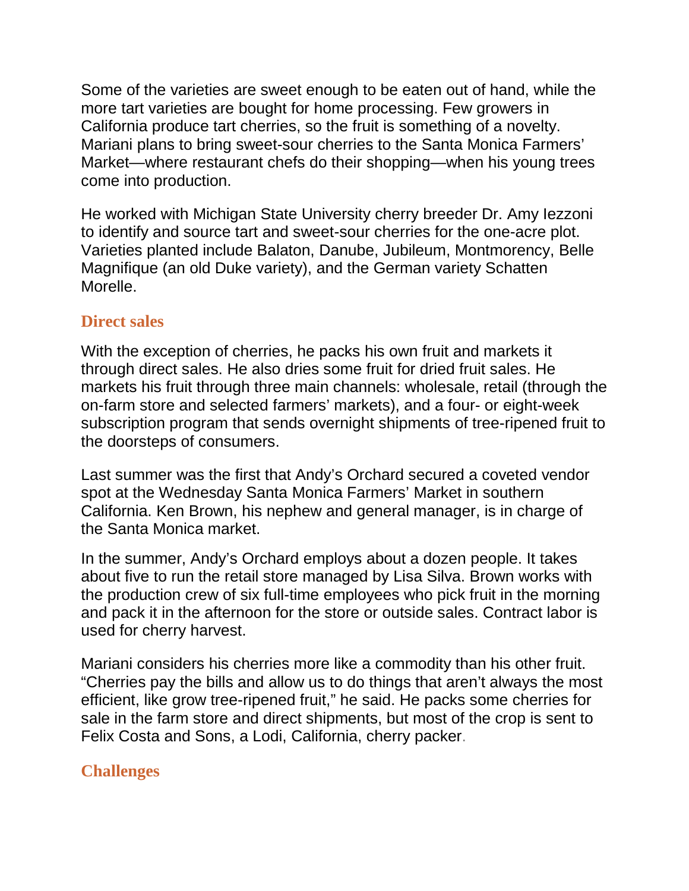Some of the varieties are sweet enough to be eaten out of hand, while the more tart varieties are bought for home processing. Few growers in California produce tart cherries, so the fruit is something of a novelty. Mariani plans to bring sweet-sour cherries to the Santa Monica Farmers' Market—where restaurant chefs do their shopping—when his young trees come into production.

He worked with Michigan State University cherry breeder Dr. Amy Iezzoni to identify and source tart and sweet-sour cherries for the one-acre plot. Varieties planted include Balaton, Danube, Jubileum, Montmorency, Belle Magnifique (an old Duke variety), and the German variety Schatten Morelle.

## Direct sales

With the exception of cherries, he packs his own fruit and markets it through direct sales. He also dries some fruit for dried fruit sales. He markets his fruit through three main channels: wholesale, retail (through the on-farm store and selected farmers' markets), and a four- or eight-week subscription program that sends overnight shipments of tree-ripened fruit to the doorsteps of consumers.

Last summer was the first that Andy's Orchard secured a coveted vendor spot at the Wednesday Santa Monica Farmers' Market in southern California. Ken Brown, his nephew and general manager, is in charge of the Santa Monica market.

In the summer, Andy's Orchard employs about a dozen people. It takes about five to run the retail store managed by Lisa Silva. Brown works with the production crew of six full-time employees who pick fruit in the morning and pack it in the afternoon for the store or outside sales. Contract labor is used for cherry harvest.

Mariani considers his cherries more like a commodity than his other fruit. "Cherries pay the bills and allow us to do things that aren't always the most efficient, like grow tree-ripened fruit," he said. He packs some cherries for sale in the farm store and direct shipments, but most of the crop is sent to Felix Costa and Sons, a Lodi, California, cherry packer.

## Challenges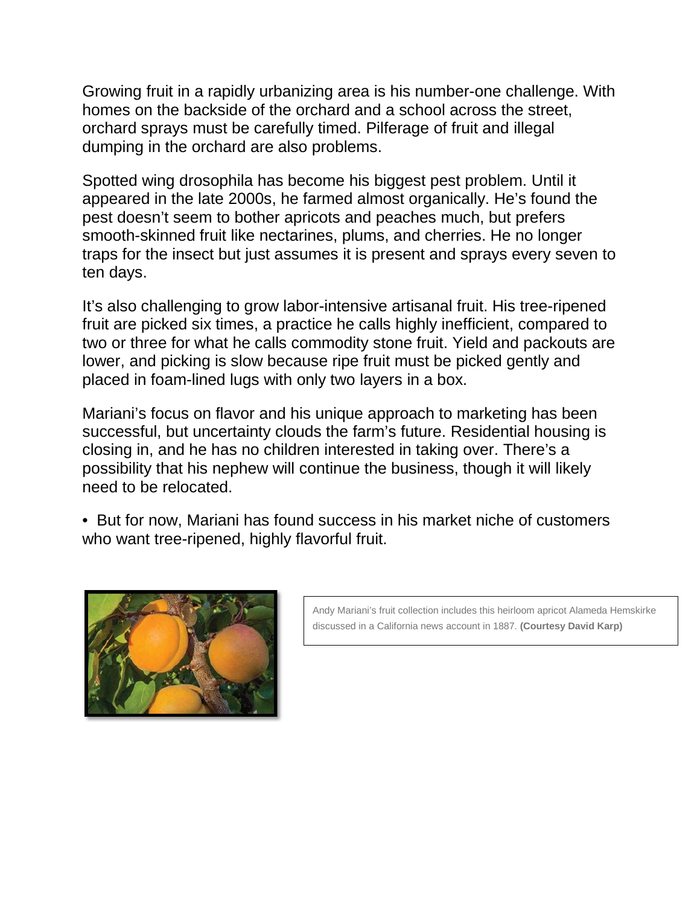Growing fruit in a rapidly urbanizing area is his number-one challenge. With homes on the backside of the orchard and a school across the street, orchard sprays must be carefully timed. Pilferage of fruit and illegal dumping in the orchard are also problems.

Spotted wing drosophila has become his biggest pest problem. Until it appeared in the late 2000s, he farmed almost organically. He's found the pest doesn't seem to bother apricots and peaches much, but prefers smooth-skinned fruit like nectarines, plums, and cherries. He no longer traps for the insect but just assumes it is present and sprays every seven to ten days.

It's also challenging to grow labor-intensive artisanal fruit. His tree-ripened fruit are picked six times, a practice he calls highly inefficient, compared to two or three for what he calls commodity stone fruit. Yield and packouts are lower, and picking is slow because ripe fruit must be picked gently and placed in foam-lined lugs with only two layers in a box.

Mariani's focus on flavor and his unique approach to marketing has been successful, but uncertainty clouds the farm's future. Residential housing is closing in, and he has no children interested in taking over. There's a possibility that his nephew will continue the business, though it will likely need to be relocated.

• But for now, Mariani has found success in his market niche of customers who want tree-ripened, highly flavorful fruit.

Andy Mariani's fruit collection includes this heirloom apricot Alameda Hemskirke discussed in a California news account in 1887. **(Courtesy David Karp)**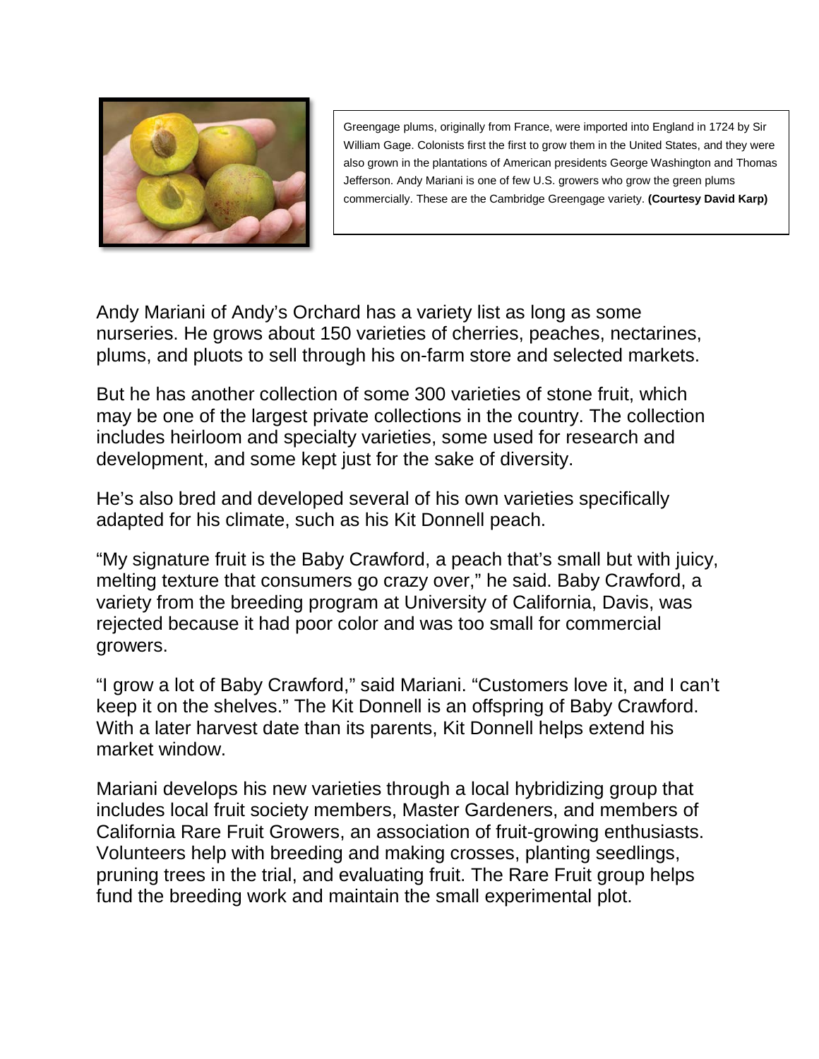Greengage plums, originally from France, were imported into England in 1724 by Sir William Gage. Colonists first the first to grow them in the United States, and they were also grown in the plantations of American presidents George Washington and Thomas Jefferson. Andy Mariani is one of few U.S. growers who grow the green plums commercially. These are the Cambridge Greengage variety. **(Courtesy David Karp)**

Andy Mariani of Andy's Orchard has a variety list as long as some nurseries. He grows about 150 varieties of cherries, peaches, nectarines, plums, and pluots to sell through his on-farm store and selected markets.

But he has another collection of some 300 varieties of stone fruit, which may be one of the largest private collections in the country. The collection includes heirloom and specialty varieties, some used for research and development, and some kept just for the sake of diversity.

He's also bred and developed several of his own varieties specifically adapted for his climate, such as his Kit Donnell peach.

"My signature fruit is the Baby Crawford, a peach that's small but with juicy, melting texture that consumers go crazy over," he said. Baby Crawford, a variety from the breeding program at University of California, Davis, was rejected because it had poor color and was too small for commercial growers.

"I grow a lot of Baby Crawford," said Mariani. "Customers love it, and I can't keep it on the shelves." The Kit Donnell is an offspring of Baby Crawford. With a later harvest date than its parents, Kit Donnell helps extend his market window.

Mariani develops his new varieties through a local hybridizing group that includes local fruit society members, Master Gardeners, and members of California Rare Fruit Growers, an association of fruit-growing enthusiasts. Volunteers help with breeding and making crosses, planting seedlings, pruning trees in the trial, and evaluating fruit. The Rare Fruit group helps fund the breeding work and maintain the small experimental plot.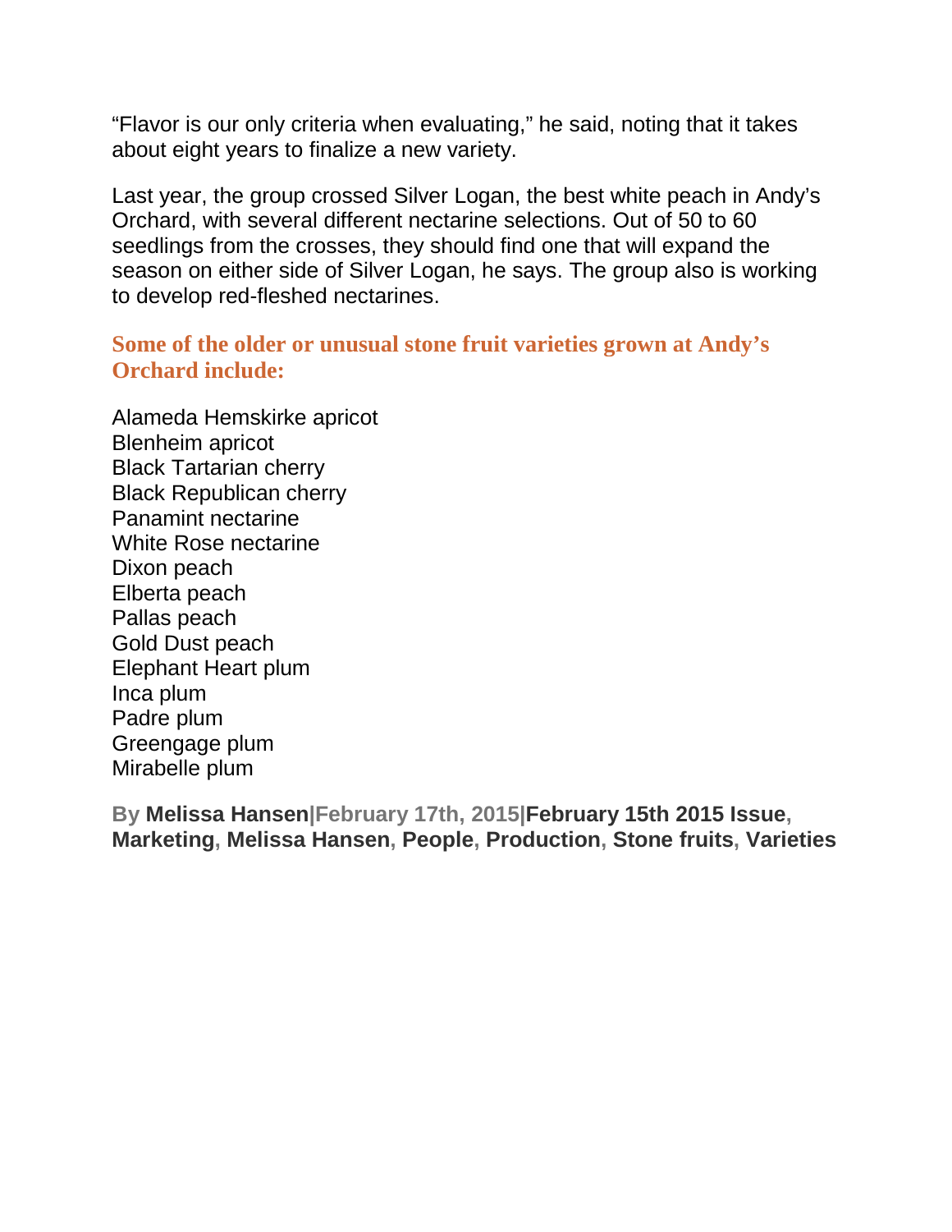"Flavor is our only criteria when evaluating," he said, noting that it takes about eight years to finalize a new variety.

Last year, the group crossed Silver Logan, the best white peach in Andy's Orchard, with several different nectarine selections. Out of 50 to 60 seedlings from the crosses, they should find one that will expand the season on either side of Silver Logan, he says. The group also is working to develop red-fleshed nectarines.

### Some of the older or unusual stone fruit varieties grown at Andy's Orchard include:

Alameda Hemskirke apricot
Blenheim apricot
Black Tartarian cherry
Black Republican cherry
Panamint nectarine
White Rose nectarine
Dixon peach
Elberta peach
Pallas peach
Gold Dust peach
Elephant Heart plum
Inca plum
Padre plum
Greengage plum
Mirabelle plum

By **Melissa Hansen**|February 17th, 2015|**February 15th 2015 Issue**, **Marketing**, **Melissa Hansen**, **People**, **Production**, **Stone fruits**, **Varieties**